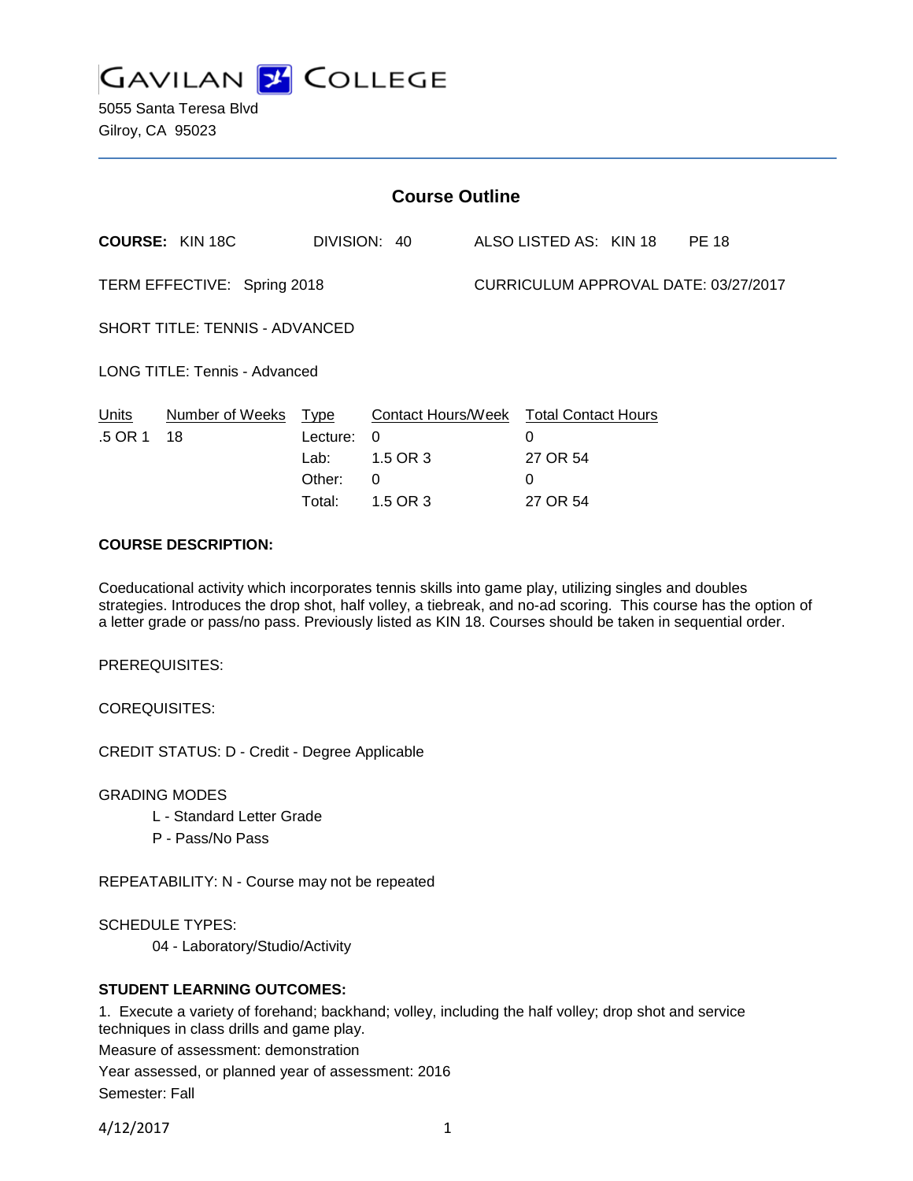GAVILAN COLLEGE

5055 Santa Teresa Blvd
Gilroy, CA 95023

## Course Outline

**COURSE:** KIN 18C DIVISION: 40 ALSO LISTED AS: KIN 18 PE 18

TERM EFFECTIVE: Spring 2018 CURRICULUM APPROVAL DATE: 03/27/2017

SHORT TITLE: TENNIS - ADVANCED

LONG TITLE: Tennis - Advanced

| Units | Number of Weeks | Type | Contact Hours/Week | Total Contact Hours |
|---|---|---|---|---|
| .5 OR 1 | 18 | Lecture: | 0 | 0 |
| | | Lab: | 1.5 OR 3 | 27 OR 54 |
| | | Other: | 0 | 0 |
| | | Total: | 1.5 OR 3 | 27 OR 54 |

**COURSE DESCRIPTION:**

Coeducational activity which incorporates tennis skills into game play, utilizing singles and doubles strategies. Introduces the drop shot, half volley, a tiebreak, and no-ad scoring. This course has the option of a letter grade or pass/no pass. Previously listed as KIN 18. Courses should be taken in sequential order.

PREREQUISITES:

COREQUISITES:

CREDIT STATUS: D - Credit - Degree Applicable

GRADING MODES

- L - Standard Letter Grade
- P - Pass/No Pass

REPEATABILITY: N - Course may not be repeated

SCHEDULE TYPES:

- 04 - Laboratory/Studio/Activity

**STUDENT LEARNING OUTCOMES:**

1. Execute a variety of forehand; backhand; volley, including the half volley; drop shot and service techniques in class drills and game play.
Measure of assessment: demonstration
Year assessed, or planned year of assessment: 2016
Semester: Fall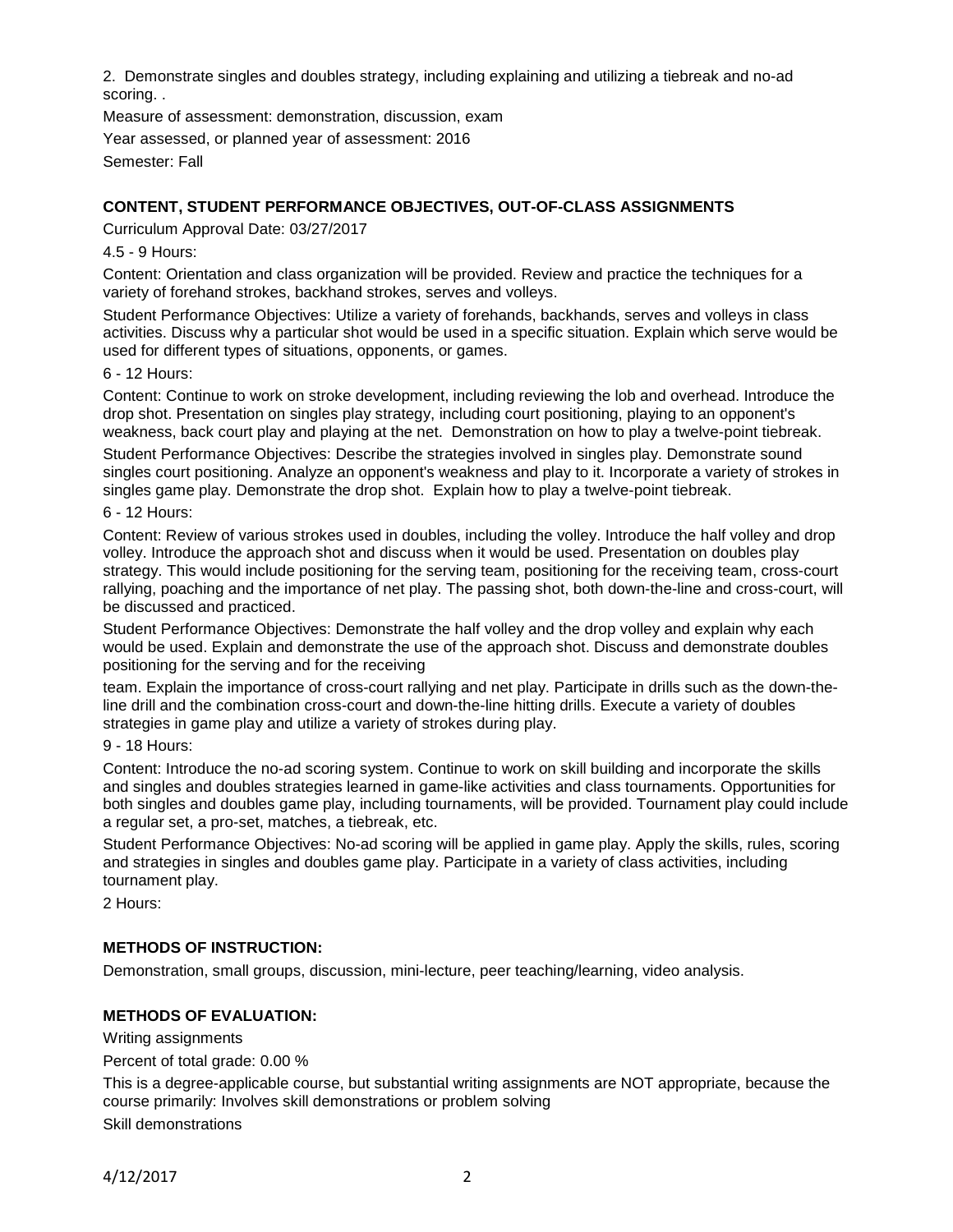2. Demonstrate singles and doubles strategy, including explaining and utilizing a tiebreak and no-ad scoring. .

Measure of assessment: demonstration, discussion, exam

Year assessed, or planned year of assessment: 2016

Semester: Fall

## CONTENT, STUDENT PERFORMANCE OBJECTIVES, OUT-OF-CLASS ASSIGNMENTS

Curriculum Approval Date: 03/27/2017

4.5 - 9 Hours:

Content: Orientation and class organization will be provided. Review and practice the techniques for a variety of forehand strokes, backhand strokes, serves and volleys.

Student Performance Objectives: Utilize a variety of forehands, backhands, serves and volleys in class activities. Discuss why a particular shot would be used in a specific situation. Explain which serve would be used for different types of situations, opponents, or games.

6 - 12 Hours:

Content: Continue to work on stroke development, including reviewing the lob and overhead. Introduce the drop shot. Presentation on singles play strategy, including court positioning, playing to an opponent's weakness, back court play and playing at the net. Demonstration on how to play a twelve-point tiebreak.

Student Performance Objectives: Describe the strategies involved in singles play. Demonstrate sound singles court positioning. Analyze an opponent's weakness and play to it. Incorporate a variety of strokes in singles game play. Demonstrate the drop shot. Explain how to play a twelve-point tiebreak.

6 - 12 Hours:

Content: Review of various strokes used in doubles, including the volley. Introduce the half volley and drop volley. Introduce the approach shot and discuss when it would be used. Presentation on doubles play strategy. This would include positioning for the serving team, positioning for the receiving team, cross-court rallying, poaching and the importance of net play. The passing shot, both down-the-line and cross-court, will be discussed and practiced.

Student Performance Objectives: Demonstrate the half volley and the drop volley and explain why each would be used. Explain and demonstrate the use of the approach shot. Discuss and demonstrate doubles positioning for the serving and for the receiving team. Explain the importance of cross-court rallying and net play. Participate in drills such as the down-the-line drill and the combination cross-court and down-the-line hitting drills. Execute a variety of doubles strategies in game play and utilize a variety of strokes during play.

9 - 18 Hours:

Content: Introduce the no-ad scoring system. Continue to work on skill building and incorporate the skills and singles and doubles strategies learned in game-like activities and class tournaments. Opportunities for both singles and doubles game play, including tournaments, will be provided. Tournament play could include a regular set, a pro-set, matches, a tiebreak, etc.

Student Performance Objectives: No-ad scoring will be applied in game play. Apply the skills, rules, scoring and strategies in singles and doubles game play. Participate in a variety of class activities, including tournament play.

2 Hours:

## METHODS OF INSTRUCTION:

Demonstration, small groups, discussion, mini-lecture, peer teaching/learning, video analysis.

## METHODS OF EVALUATION:

Writing assignments

Percent of total grade: 0.00 %

This is a degree-applicable course, but substantial writing assignments are NOT appropriate, because the course primarily: Involves skill demonstrations or problem solving

Skill demonstrations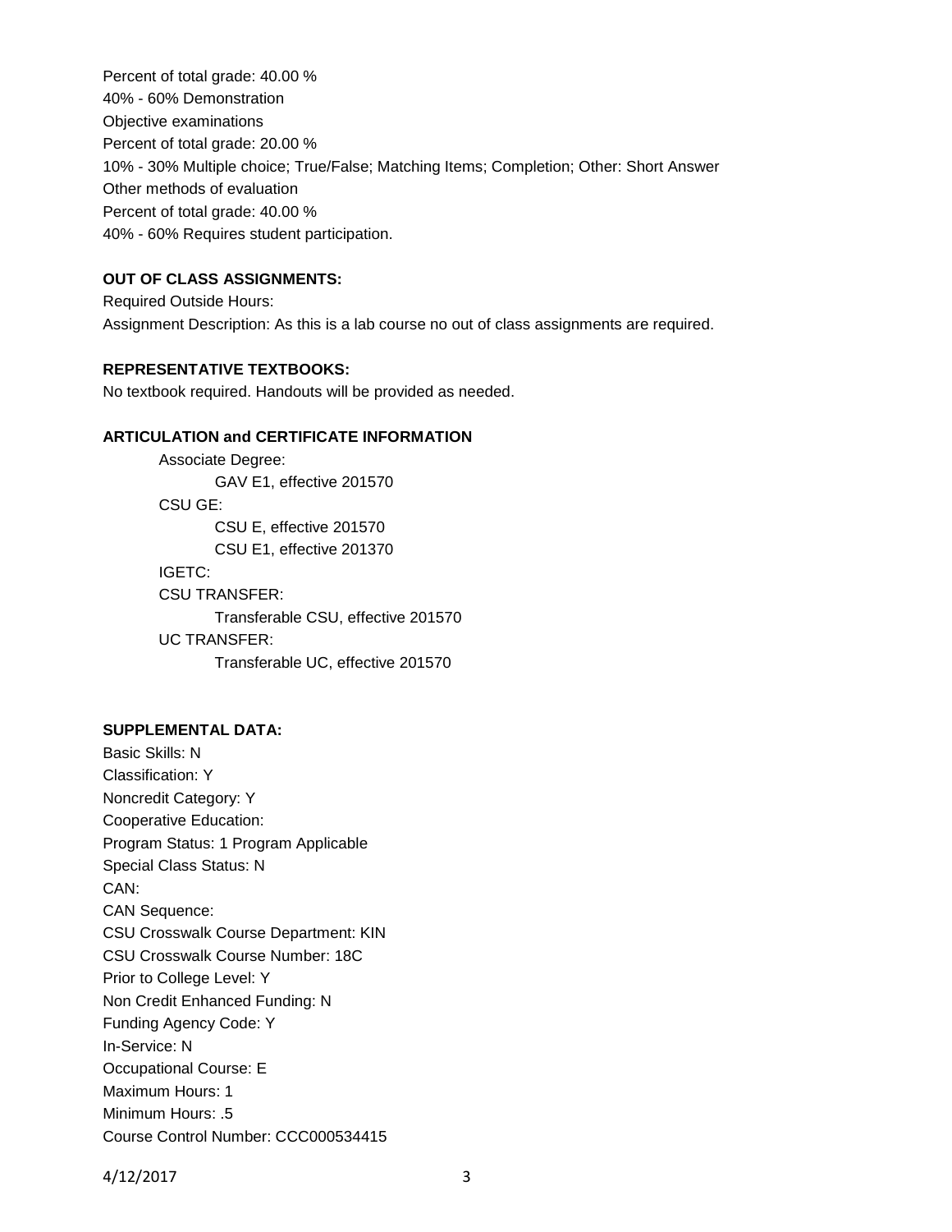Percent of total grade: 40.00 %
40% - 60% Demonstration
Objective examinations
Percent of total grade: 20.00 %
10% - 30% Multiple choice; True/False; Matching Items; Completion; Other: Short Answer
Other methods of evaluation
Percent of total grade: 40.00 %
40% - 60% Requires student participation.

**OUT OF CLASS ASSIGNMENTS:**

Required Outside Hours:
Assignment Description: As this is a lab course no out of class assignments are required.

**REPRESENTATIVE TEXTBOOKS:**

No textbook required. Handouts will be provided as needed.

**ARTICULATION and CERTIFICATE INFORMATION**

- Associate Degree:
  - GAV E1, effective 201570
- CSU GE:
  - CSU E, effective 201570
  - CSU E1, effective 201370
- IGETC:
- CSU TRANSFER:
  - Transferable CSU, effective 201570
- UC TRANSFER:
  - Transferable UC, effective 201570

**SUPPLEMENTAL DATA:**

Basic Skills: N
Classification: Y
Noncredit Category: Y
Cooperative Education:
Program Status: 1 Program Applicable
Special Class Status: N
CAN:
CAN Sequence:
CSU Crosswalk Course Department: KIN
CSU Crosswalk Course Number: 18C
Prior to College Level: Y
Non Credit Enhanced Funding: N
Funding Agency Code: Y
In-Service: N
Occupational Course: E
Maximum Hours: 1
Minimum Hours: .5
Course Control Number: CCC000534415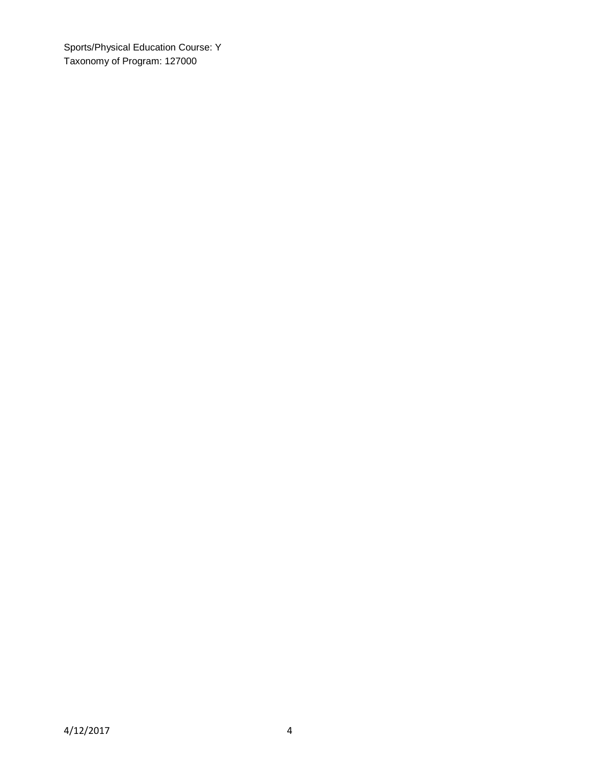Sports/Physical Education Course: Y
Taxonomy of Program: 127000